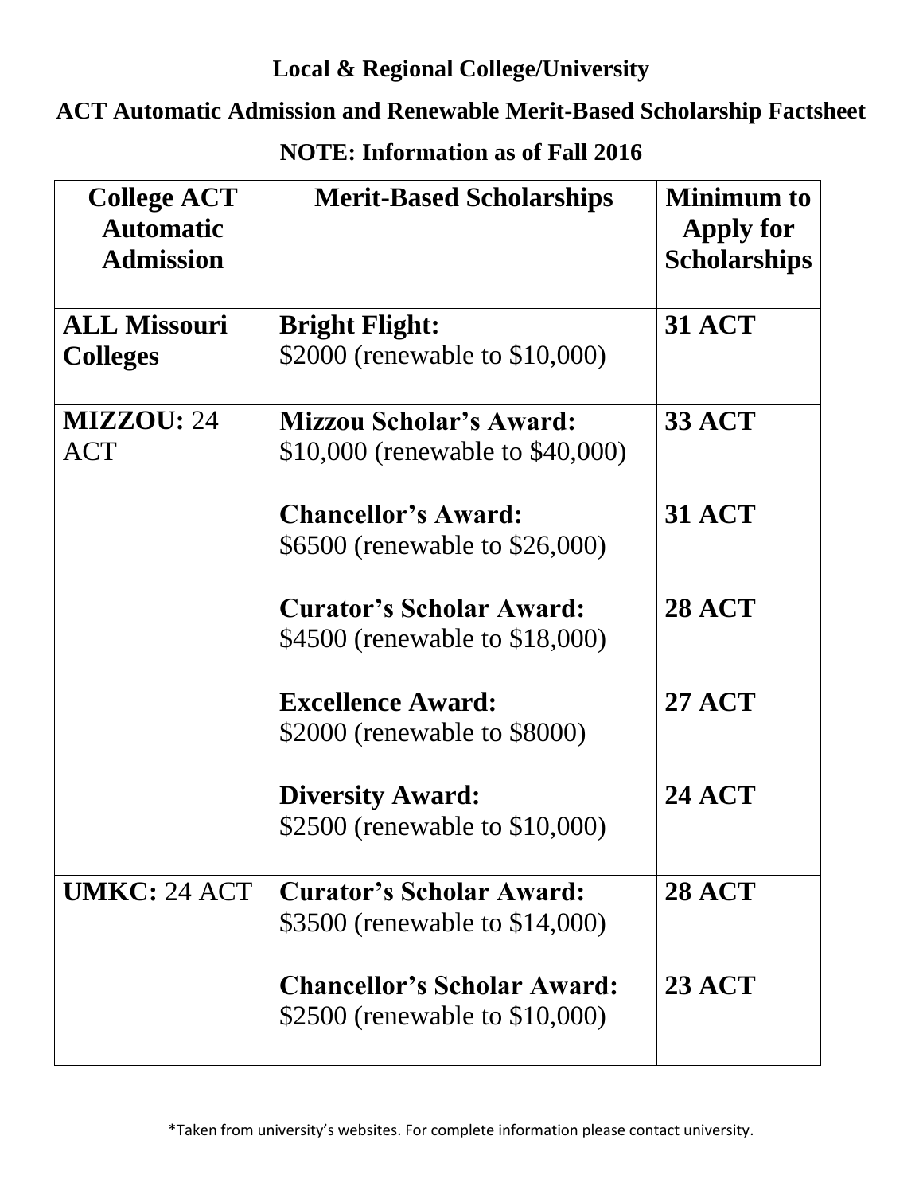**Local & Regional College/University**

**ACT Automatic Admission and Renewable Merit-Based Scholarship Factsheet**

**NOTE: Information as of Fall 2016**

| College ACT Automatic Admission | Merit-Based Scholarships | Minimum to Apply for Scholarships |
|---|---|---|
| **ALL Missouri Colleges** | **Bright Flight:** $2000 (renewable to $10,000) | **31 ACT** |
| **MIZZOU:** 24 ACT | **Mizzou Scholar's Award:** $10,000 (renewable to $40,000) | **33 ACT** |
| | **Chancellor's Award:** $6500 (renewable to $26,000) | **31 ACT** |
| | **Curator's Scholar Award:** $4500 (renewable to $18,000) | **28 ACT** |
| | **Excellence Award:** $2000 (renewable to $8000) | **27 ACT** |
| | **Diversity Award:** $2500 (renewable to $10,000) | **24 ACT** |
| **UMKC:** 24 ACT | **Curator's Scholar Award:** $3500 (renewable to $14,000) | **28 ACT** |
| | **Chancellor's Scholar Award:** $2500 (renewable to $10,000) | **23 ACT** |

*Taken from university's websites. For complete information please contact university.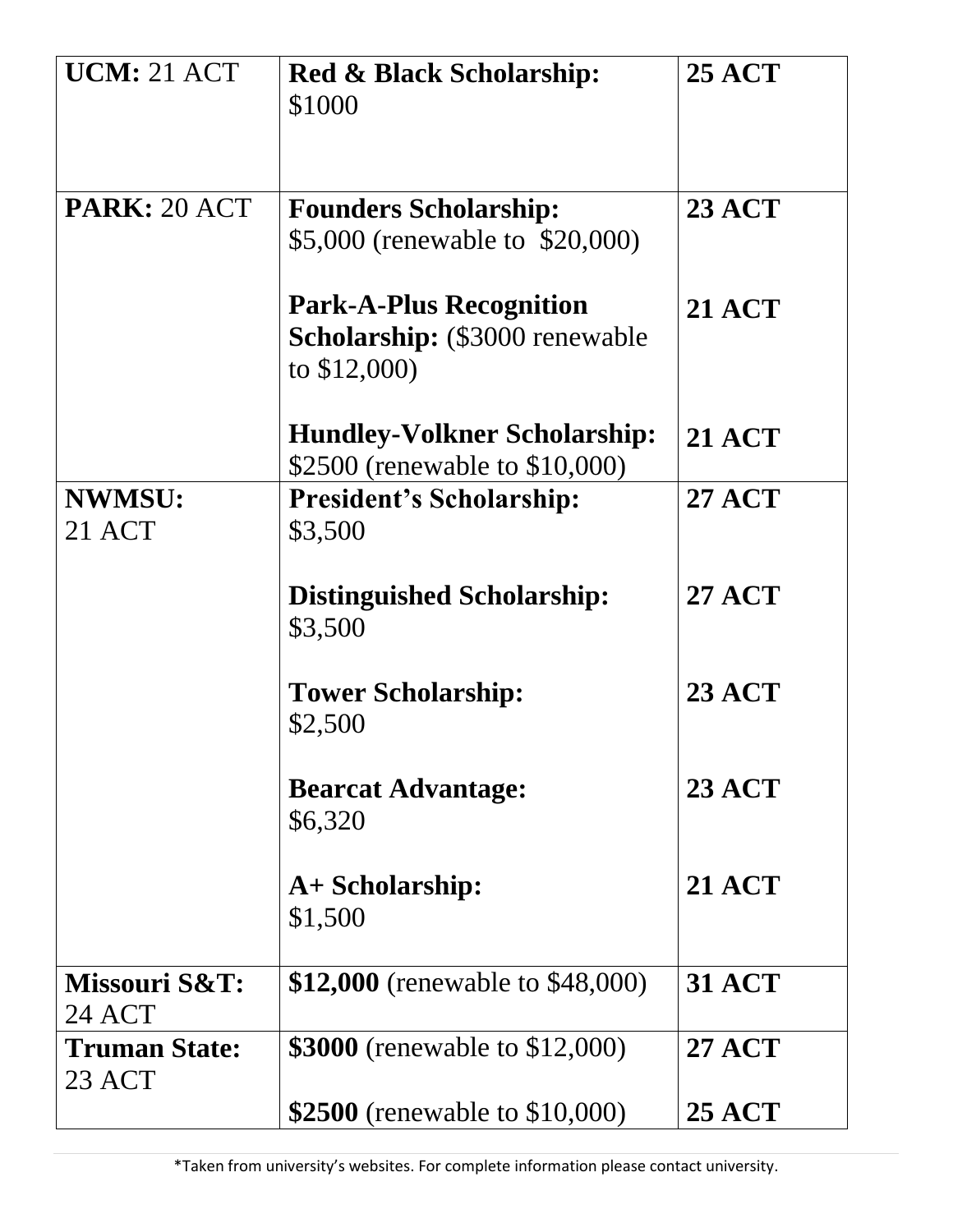| | | |
|---|---|---|
| **UCM:** 21 ACT | **Red & Black Scholarship:** $1000 | **25 ACT** |
| **PARK:** 20 ACT | **Founders Scholarship:** $5,000 (renewable to $20,000) | **23 ACT** |
| | **Park-A-Plus Recognition Scholarship:** ($3000 renewable to $12,000) | **21 ACT** |
| | **Hundley-Volkner Scholarship:** $2500 (renewable to $10,000) | **21 ACT** |
| **NWMSU:** 21 ACT | **President's Scholarship:** $3,500 | **27 ACT** |
| | **Distinguished Scholarship:** $3,500 | **27 ACT** |
| | **Tower Scholarship:** $2,500 | **23 ACT** |
| | **Bearcat Advantage:** $6,320 | **23 ACT** |
| | **A+ Scholarship:** $1,500 | **21 ACT** |
| **Missouri S&T:** 24 ACT | **$12,000** (renewable to $48,000) | **31 ACT** |
| **Truman State:** 23 ACT | **$3000** (renewable to $12,000) | **27 ACT** |
| | **$2500** (renewable to $10,000) | **25 ACT** |

*Taken from university's websites. For complete information please contact university.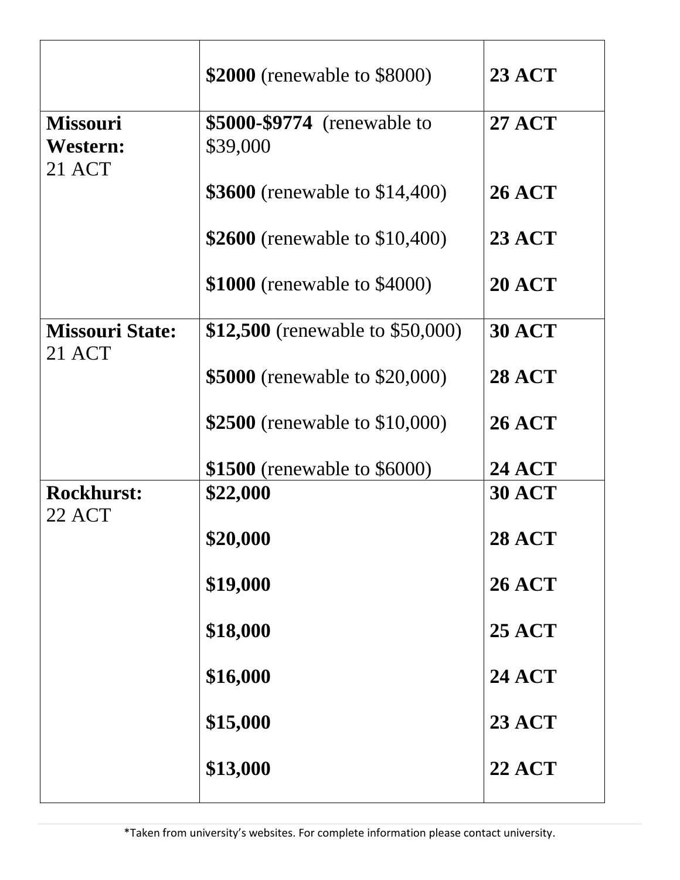| | | |
|---|---|---|
| | **$2000** (renewable to $8000) | **23 ACT** |
| **Missouri Western:** 21 ACT | **$5000-$9774** (renewable to $39,000<br><br>**$3600** (renewable to $14,400)<br><br>**$2600** (renewable to $10,400)<br><br>**$1000** (renewable to $4000) | **27 ACT**<br><br>**26 ACT**<br><br>**23 ACT**<br><br>**20 ACT** |
| **Missouri State:** 21 ACT | **$12,500** (renewable to $50,000)<br><br>**$5000** (renewable to $20,000)<br><br>**$2500** (renewable to $10,000)<br><br>**$1500** (renewable to $6000) | **30 ACT**<br><br>**28 ACT**<br><br>**26 ACT**<br><br>**24 ACT** |
| **Rockhurst:** 22 ACT | **$22,000**<br><br>**$20,000**<br><br>**$19,000**<br><br>**$18,000**<br><br>**$16,000**<br><br>**$15,000**<br><br>**$13,000** | **30 ACT**<br><br>**28 ACT**<br><br>**26 ACT**<br><br>**25 ACT**<br><br>**24 ACT**<br><br>**23 ACT**<br><br>**22 ACT** |

*Taken from university's websites. For complete information please contact university.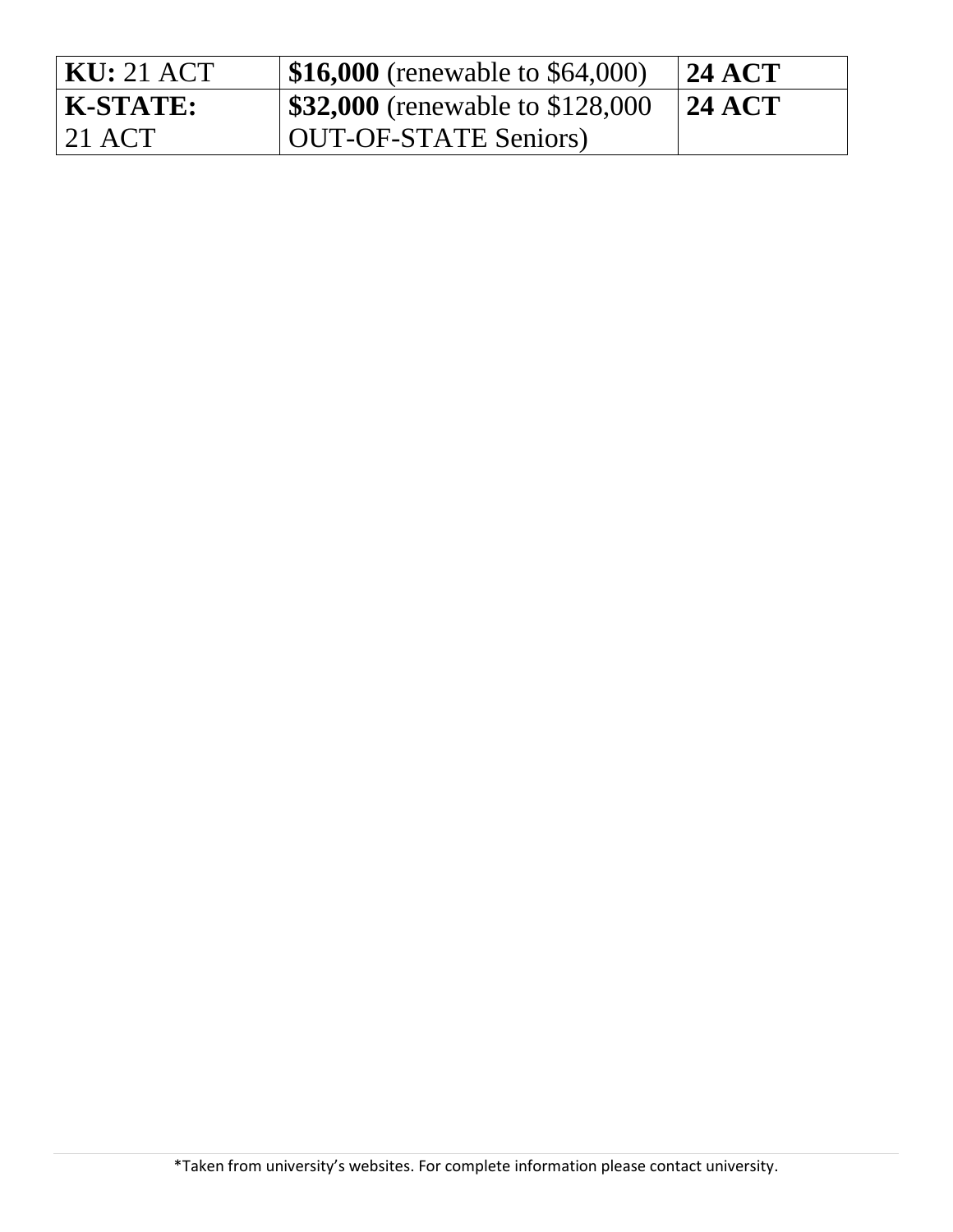| | | |
|---|---|---|
| **KU:** 21 ACT | **$16,000** (renewable to $64,000) | **24 ACT** |
| **K-STATE:** 21 ACT | **$32,000** (renewable to $128,000 OUT-OF-STATE Seniors) | **24 ACT** |

*Taken from university's websites. For complete information please contact university.